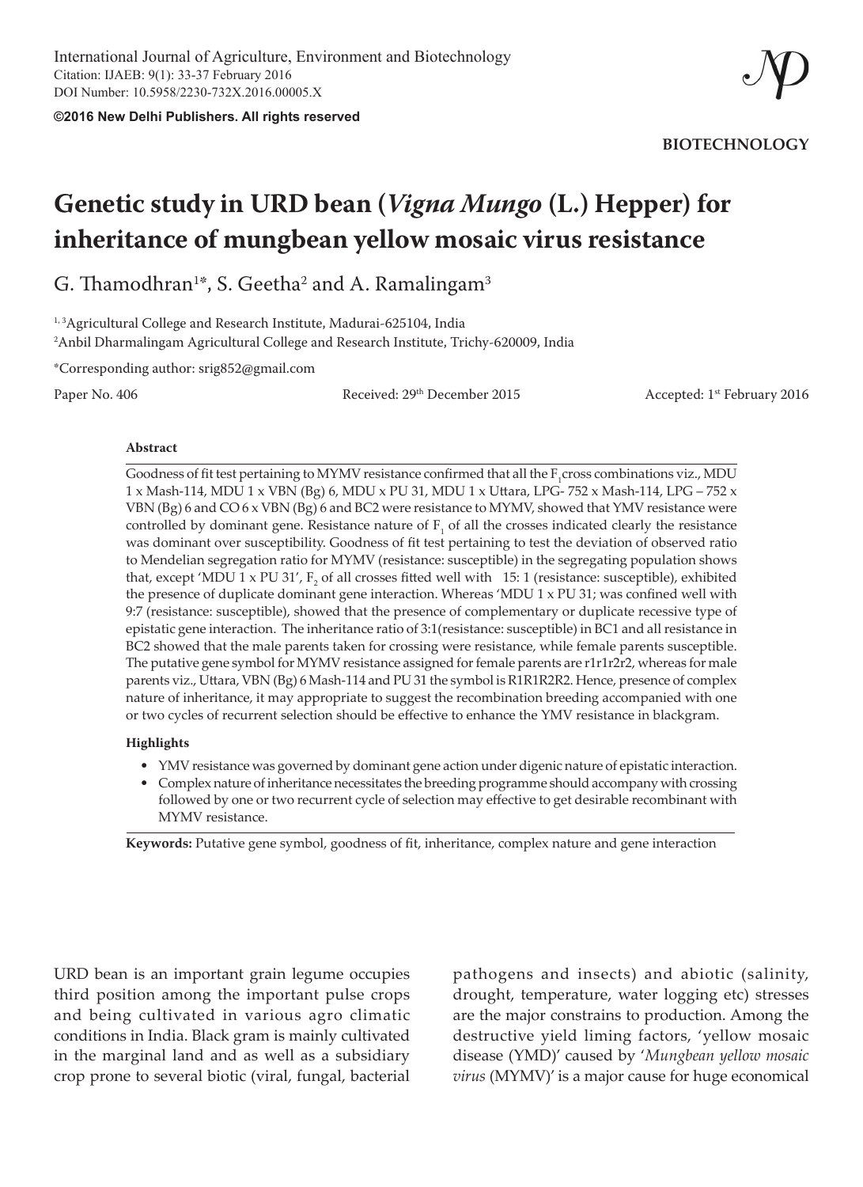International Journal of Agriculture, Environment and Biotechnology
Citation: IJAEB: 9(1): 33-37 February 2016
DOI Number: 10.5958/2230-732X.2016.00005.X

**©2016 New Delhi Publishers. All rights reserved**

**BIOTECHNOLOGY**

# Genetic study in URD bean (*Vigna Mungo* (L.) Hepper) for inheritance of mungbean yellow mosaic virus resistance

G. Thamodhran[1*], S. Geetha[2] and A. Ramalingam[3]

[1, 3]Agricultural College and Research Institute, Madurai-625104, India
[2]Anbil Dharmalingam Agricultural College and Research Institute, Trichy-620009, India

*Corresponding author: srig852@gmail.com

Paper No. 406 | Received: 29th December 2015 | Accepted: 1st February 2016

### Abstract

Goodness of fit test pertaining to MYMV resistance confirmed that all the $F_1$ cross combinations viz., MDU 1 x Mash-114, MDU 1 x VBN (Bg) 6, MDU x PU 31, MDU 1 x Uttara, LPG- 752 x Mash-114, LPG – 752 x VBN (Bg) 6 and CO 6 x VBN (Bg) 6 and BC2 were resistance to MYMV, showed that YMV resistance were controlled by dominant gene. Resistance nature of $F_1$ of all the crosses indicated clearly the resistance was dominant over susceptibility. Goodness of fit test pertaining to test the deviation of observed ratio to Mendelian segregation ratio for MYMV (resistance: susceptible) in the segregating population shows that, except 'MDU 1 x PU 31', $F_2$ of all crosses fitted well with 15: 1 (resistance: susceptible), exhibited the presence of duplicate dominant gene interaction. Whereas 'MDU 1 x PU 31; was confined well with 9:7 (resistance: susceptible), showed that the presence of complementary or duplicate recessive type of epistatic gene interaction. The inheritance ratio of 3:1(resistance: susceptible) in BC1 and all resistance in BC2 showed that the male parents taken for crossing were resistance, while female parents susceptible. The putative gene symbol for MYMV resistance assigned for female parents are r1r1r2r2, whereas for male parents viz., Uttara, VBN (Bg) 6 Mash-114 and PU 31 the symbol is R1R1R2R2. Hence, presence of complex nature of inheritance, it may appropriate to suggest the recombination breeding accompanied with one or two cycles of recurrent selection should be effective to enhance the YMV resistance in blackgram.

### Highlights

- YMV resistance was governed by dominant gene action under digenic nature of epistatic interaction.
- Complex nature of inheritance necessitates the breeding programme should accompany with crossing followed by one or two recurrent cycle of selection may effective to get desirable recombinant with MYMV resistance.

**Keywords:** Putative gene symbol, goodness of fit, inheritance, complex nature and gene interaction

URD bean is an important grain legume occupies third position among the important pulse crops and being cultivated in various agro climatic conditions in India. Black gram is mainly cultivated in the marginal land and as well as a subsidiary crop prone to several biotic (viral, fungal, bacterial pathogens and insects) and abiotic (salinity, drought, temperature, water logging etc) stresses are the major constrains to production. Among the destructive yield liming factors, 'yellow mosaic disease (YMD)' caused by '*Mungbean yellow mosaic virus* (MYMV)' is a major cause for huge economical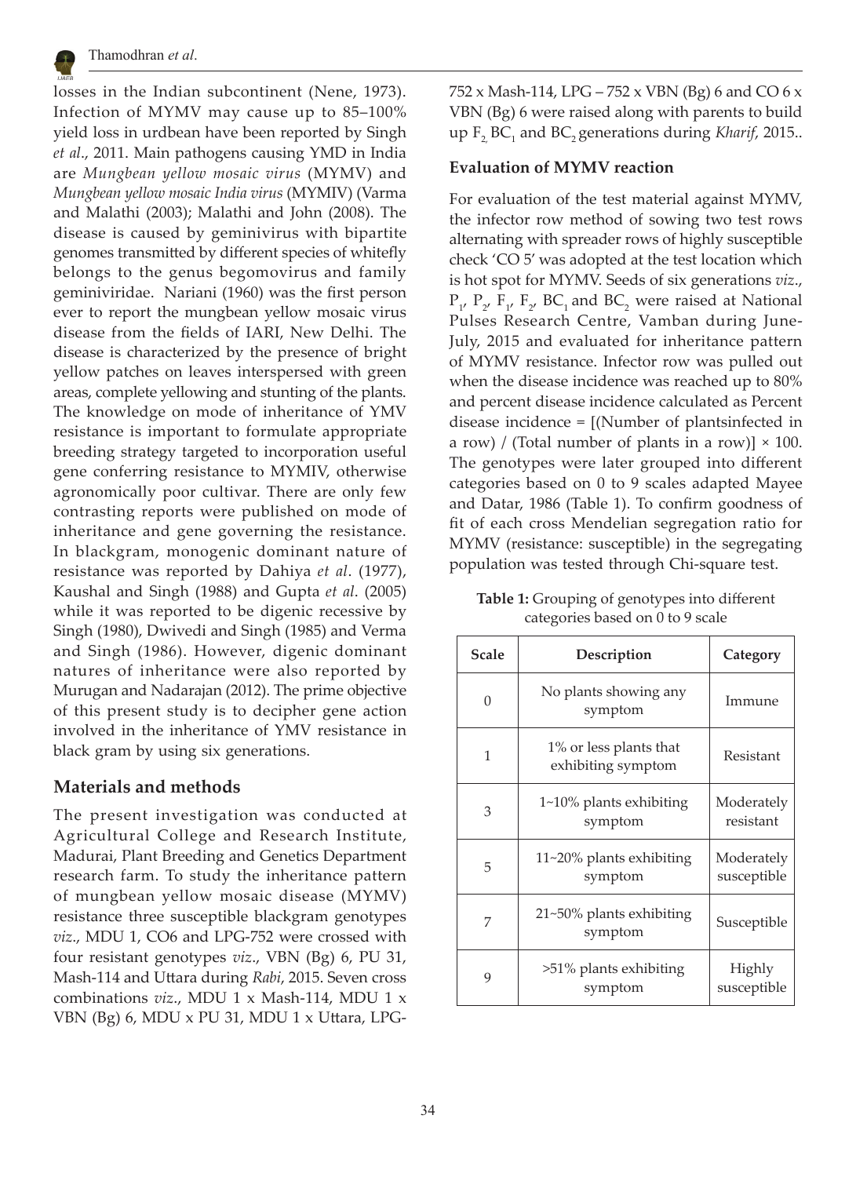losses in the Indian subcontinent (Nene, 1973). Infection of MYMV may cause up to 85–100% yield loss in urdbean have been reported by Singh *et al*., 2011. Main pathogens causing YMD in India are *Mungbean yellow mosaic virus* (MYMV) and *Mungbean yellow mosaic India virus* (MYMIV) (Varma and Malathi (2003); Malathi and John (2008). The disease is caused by geminivirus with bipartite genomes transmitted by different species of whitefly belongs to the genus begomovirus and family geminiviridae. Nariani (1960) was the first person ever to report the mungbean yellow mosaic virus disease from the fields of IARI, New Delhi. The disease is characterized by the presence of bright yellow patches on leaves interspersed with green areas, complete yellowing and stunting of the plants. The knowledge on mode of inheritance of YMV resistance is important to formulate appropriate breeding strategy targeted to incorporation useful gene conferring resistance to MYMIV, otherwise agronomically poor cultivar. There are only few contrasting reports were published on mode of inheritance and gene governing the resistance. In blackgram, monogenic dominant nature of resistance was reported by Dahiya *et al*. (1977), Kaushal and Singh (1988) and Gupta *et al*. (2005) while it was reported to be digenic recessive by Singh (1980), Dwivedi and Singh (1985) and Verma and Singh (1986). However, digenic dominant natures of inheritance were also reported by Murugan and Nadarajan (2012). The prime objective of this present study is to decipher gene action involved in the inheritance of YMV resistance in black gram by using six generations.

## Materials and methods

The present investigation was conducted at Agricultural College and Research Institute, Madurai, Plant Breeding and Genetics Department research farm. To study the inheritance pattern of mungbean yellow mosaic disease (MYMV) resistance three susceptible blackgram genotypes *viz*., MDU 1, CO6 and LPG-752 were crossed with four resistant genotypes *viz*., VBN (Bg) 6, PU 31, Mash-114 and Uttara during *Rabi*, 2015. Seven cross combinations *viz*., MDU 1 x Mash-114, MDU 1 x VBN (Bg) 6, MDU x PU 31, MDU 1 x Uttara, LPG-752 x Mash-114, LPG – 752 x VBN (Bg) 6 and CO 6 x VBN (Bg) 6 were raised along with parents to build up $F_2$, $BC_1$ and $BC_2$ generations during *Kharif*, 2015..

### Evaluation of MYMV reaction

For evaluation of the test material against MYMV, the infector row method of sowing two test rows alternating with spreader rows of highly susceptible check 'CO 5' was adopted at the test location which is hot spot for MYMV. Seeds of six generations *viz*., $P_1$, $P_2$, $F_1$, $F_2$, $BC_1$ and $BC_2$ were raised at National Pulses Research Centre, Vamban during June-July, 2015 and evaluated for inheritance pattern of MYMV resistance. Infector row was pulled out when the disease incidence was reached up to 80% and percent disease incidence calculated as Percent disease incidence = [(Number of plantsinfected in a row) / (Total number of plants in a row)] × 100. The genotypes were later grouped into different categories based on 0 to 9 scales adapted Mayee and Datar, 1986 (Table 1). To confirm goodness of fit of each cross Mendelian segregation ratio for MYMV (resistance: susceptible) in the segregating population was tested through Chi-square test.

**Table 1:** Grouping of genotypes into different categories based on 0 to 9 scale

| Scale | Description | Category |
|---|---|---|
| 0 | No plants showing any symptom | Immune |
| 1 | 1% or less plants that exhibiting symptom | Resistant |
| 3 | 1~10% plants exhibiting symptom | Moderately resistant |
| 5 | 11~20% plants exhibiting symptom | Moderately susceptible |
| 7 | 21~50% plants exhibiting symptom | Susceptible |
| 9 | >51% plants exhibiting symptom | Highly susceptible |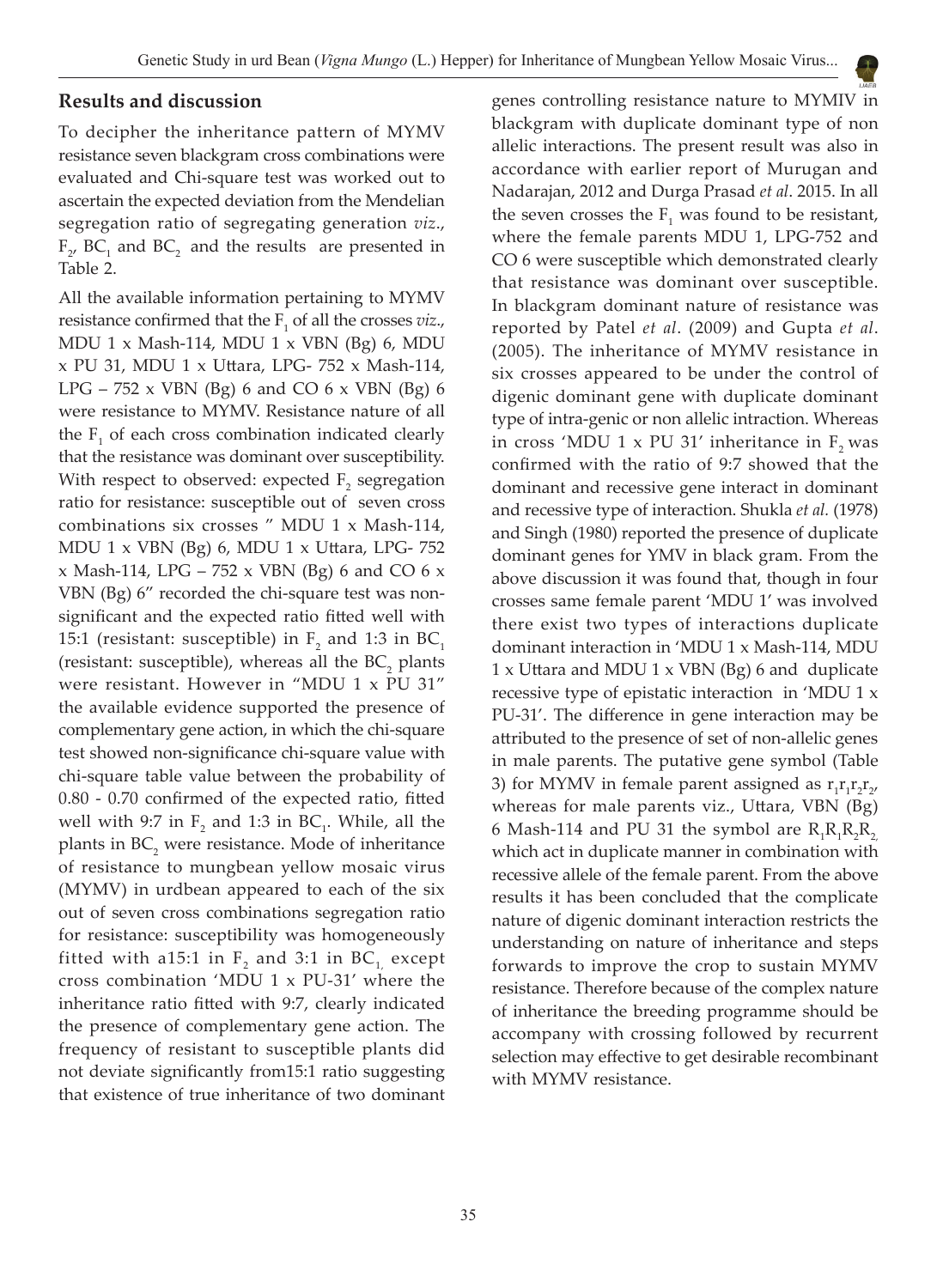## Results and discussion

To decipher the inheritance pattern of MYMV resistance seven blackgram cross combinations were evaluated and Chi-square test was worked out to ascertain the expected deviation from the Mendelian segregation ratio of segregating generation *viz*., $F_2$, $BC_1$ and $BC_2$ and the results are presented in Table 2.

All the available information pertaining to MYMV resistance confirmed that the $F_1$ of all the crosses *viz*., MDU 1 x Mash-114, MDU 1 x VBN (Bg) 6, MDU x PU 31, MDU 1 x Uttara, LPG- 752 x Mash-114, LPG – 752 x VBN (Bg) 6 and CO 6 x VBN (Bg) 6 were resistance to MYMV. Resistance nature of all the $F_1$ of each cross combination indicated clearly that the resistance was dominant over susceptibility. With respect to observed: expected $F_2$ segregation ratio for resistance: susceptible out of seven cross combinations six crosses " MDU 1 x Mash-114, MDU 1 x VBN (Bg) 6, MDU 1 x Uttara, LPG- 752 x Mash-114, LPG – 752 x VBN (Bg) 6 and CO 6 x VBN (Bg) 6" recorded the chi-square test was non-significant and the expected ratio fitted well with 15:1 (resistant: susceptible) in $F_2$ and 1:3 in $BC_1$ (resistant: susceptible), whereas all the $BC_2$ plants were resistant. However in "MDU 1 x PU 31" the available evidence supported the presence of complementary gene action, in which the chi-square test showed non-significance chi-square value with chi-square table value between the probability of 0.80 - 0.70 confirmed of the expected ratio, fitted well with 9:7 in $F_2$ and 1:3 in $BC_1$. While, all the plants in $BC_2$ were resistance. Mode of inheritance of resistance to mungbean yellow mosaic virus (MYMV) in urdbean appeared to each of the six out of seven cross combinations segregation ratio for resistance: susceptibility was homogeneously fitted with a15:1 in $F_2$ and 3:1 in $BC_1$, except cross combination 'MDU 1 x PU-31' where the inheritance ratio fitted with 9:7, clearly indicated the presence of complementary gene action. The frequency of resistant to susceptible plants did not deviate significantly from15:1 ratio suggesting that existence of true inheritance of two dominant genes controlling resistance nature to MYMIV in blackgram with duplicate dominant type of non allelic interactions. The present result was also in accordance with earlier report of Murugan and Nadarajan, 2012 and Durga Prasad *et al*. 2015. In all the seven crosses the $F_1$ was found to be resistant, where the female parents MDU 1, LPG-752 and CO 6 were susceptible which demonstrated clearly that resistance was dominant over susceptible. In blackgram dominant nature of resistance was reported by Patel *et al*. (2009) and Gupta *et al*. (2005). The inheritance of MYMV resistance in six crosses appeared to be under the control of digenic dominant gene with duplicate dominant type of intra-genic or non allelic intraction. Whereas in cross 'MDU 1 x PU 31' inheritance in $F_2$ was confirmed with the ratio of 9:7 showed that the dominant and recessive gene interact in dominant and recessive type of interaction. Shukla *et al.* (1978) and Singh (1980) reported the presence of duplicate dominant genes for YMV in black gram. From the above discussion it was found that, though in four crosses same female parent 'MDU 1' was involved there exist two types of interactions duplicate dominant interaction in 'MDU 1 x Mash-114, MDU 1 x Uttara and MDU 1 x VBN (Bg) 6 and duplicate recessive type of epistatic interaction in 'MDU 1 x PU-31'. The difference in gene interaction may be attributed to the presence of set of non-allelic genes in male parents. The putative gene symbol (Table 3) for MYMV in female parent assigned as $r_1r_1r_2r_2$, whereas for male parents viz., Uttara, VBN (Bg) 6 Mash-114 and PU 31 the symbol are $R_1R_1R_2R_2$ which act in duplicate manner in combination with recessive allele of the female parent. From the above results it has been concluded that the complicate nature of digenic dominant interaction restricts the understanding on nature of inheritance and steps forwards to improve the crop to sustain MYMV resistance. Therefore because of the complex nature of inheritance the breeding programme should be accompany with crossing followed by recurrent selection may effective to get desirable recombinant with MYMV resistance.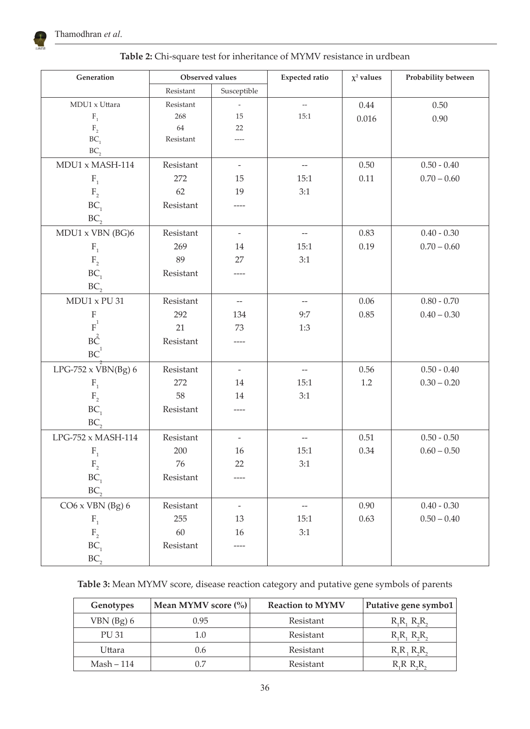**Table 2:** Chi-square test for inheritance of MYMV resistance in urdbean

| Generation | Observed values | | Expected ratio | $\chi^2$ values | Probability between |
|---|---|---|---|---|---|
| | Resistant | Susceptible | | | |
| MDU1 x Uttara | Resistant | - | -- | 0.44 | 0.50 |
| $F_1$ | 268 | 15 | 15:1 | 0.016 | 0.90 |
| $F_2$ | 64 | 22 | | | |
| $BC_1$ | Resistant | ---- | | | |
| $BC_2$ | | | | | |
| MDU1 x MASH-114 | Resistant | - | -- | 0.50 | 0.50 - 0.40 |
| $F_1$ | 272 | 15 | 15:1 | 0.11 | 0.70 – 0.60 |
| $F_2$ | 62 | 19 | 3:1 | | |
| $BC_1$ | Resistant | ---- | | | |
| $BC_2$ | | | | | |
| MDU1 x VBN (BG)6 | Resistant | - | -- | 0.83 | 0.40 - 0.30 |
| $F_1$ | 269 | 14 | 15:1 | 0.19 | 0.70 – 0.60 |
| $F_2$ | 89 | 27 | 3:1 | | |
| $BC_1$ | Resistant | ---- | | | |
| $BC_2$ | | | | | |
| MDU1 x PU 31 | Resistant | -- | -- | 0.06 | 0.80 - 0.70 |
| $F_1$ | 292 | 134 | 9:7 | 0.85 | 0.40 – 0.30 |
| $F_2$ | 21 | 73 | 1:3 | | |
| $BC_1$ | Resistant | ---- | | | |
| $BC_2$ | | | | | |
| LPG-752 x VBN(Bg) 6 | Resistant | - | -- | 0.56 | 0.50 - 0.40 |
| $F_1$ | 272 | 14 | 15:1 | 1.2 | 0.30 – 0.20 |
| $F_2$ | 58 | 14 | 3:1 | | |
| $BC_1$ | Resistant | ---- | | | |
| $BC_2$ | | | | | |
| LPG-752 x MASH-114 | Resistant | - | -- | 0.51 | 0.50 - 0.50 |
| $F_1$ | 200 | 16 | 15:1 | 0.34 | 0.60 – 0.50 |
| $F_2$ | 76 | 22 | 3:1 | | |
| $BC_1$ | Resistant | ---- | | | |
| $BC_2$ | | | | | |
| CO6 x VBN (Bg) 6 | Resistant | - | -- | 0.90 | 0.40 - 0.30 |
| $F_1$ | 255 | 13 | 15:1 | 0.63 | 0.50 – 0.40 |
| $F_2$ | 60 | 16 | 3:1 | | |
| $BC_1$ | Resistant | ---- | | | |
| $BC_2$ | | | | | |

**Table 3:** Mean MYMV score, disease reaction category and putative gene symbols of parents

| Genotypes | Mean MYMV score (%) | Reaction to MYMV | Putative gene symbo1 |
|---|---|---|---|
| VBN (Bg) 6 | 0.95 | Resistant | $R_1R_1$ $R_2R_2$ |
| PU 31 | 1.0 | Resistant | $R_1R_1$ $R_2R_2$ |
| Uttara | 0.6 | Resistant | $R_1R_1$ $R_2R_2$ |
| Mash – 114 | 0.7 | Resistant | $R_1R$ $R_2R_2$ |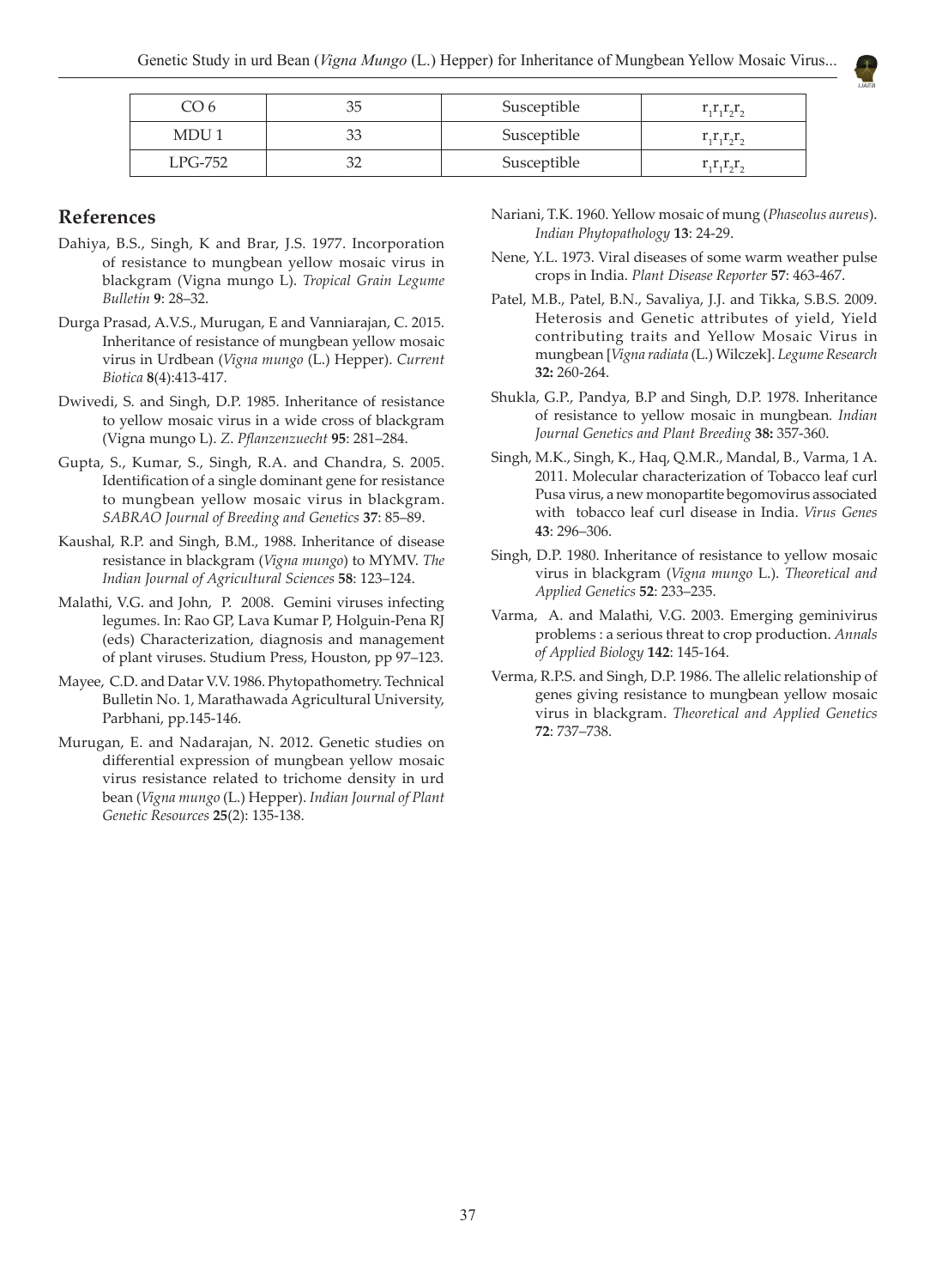| | | | |
|---|---|---|---|
| CO 6 | 35 | Susceptible | $r_1r_1r_2r_2$ |
| MDU 1 | 33 | Susceptible | $r_1r_1r_2r_2$ |
| LPG-752 | 32 | Susceptible | $r_1r_1r_2r_2$ |

## References

Dahiya, B.S., Singh, K and Brar, J.S. 1977. Incorporation of resistance to mungbean yellow mosaic virus in blackgram (Vigna mungo L). *Tropical Grain Legume Bulletin* **9**: 28–32.

Durga Prasad, A.V.S., Murugan, E and Vanniarajan, C. 2015. Inheritance of resistance of mungbean yellow mosaic virus in Urdbean (*Vigna mungo* (L.) Hepper). *Current Biotica* **8**(4):413-417.

Dwivedi, S. and Singh, D.P. 1985. Inheritance of resistance to yellow mosaic virus in a wide cross of blackgram (Vigna mungo L). *Z. Pflanzenzuecht* **95**: 281–284.

Gupta, S., Kumar, S., Singh, R.A. and Chandra, S. 2005. Identification of a single dominant gene for resistance to mungbean yellow mosaic virus in blackgram. *SABRAO Journal of Breeding and Genetics* **37**: 85–89.

Kaushal, R.P. and Singh, B.M., 1988. Inheritance of disease resistance in blackgram (*Vigna mungo*) to MYMV. *The Indian Journal of Agricultural Sciences* **58**: 123–124.

Malathi, V.G. and John, P. 2008. Gemini viruses infecting legumes. In: Rao GP, Lava Kumar P, Holguin-Pena RJ (eds) Characterization, diagnosis and management of plant viruses. Studium Press, Houston, pp 97–123.

Mayee, C.D. and Datar V.V. 1986. Phytopathometry. Technical Bulletin No. 1, Marathawada Agricultural University, Parbhani, pp.145-146.

Murugan, E. and Nadarajan, N. 2012. Genetic studies on differential expression of mungbean yellow mosaic virus resistance related to trichome density in urd bean (*Vigna mungo* (L.) Hepper). *Indian Journal of Plant Genetic Resources* **25**(2): 135-138.

Nariani, T.K. 1960. Yellow mosaic of mung (*Phaseolus aureus*). *Indian Phytopathology* **13**: 24-29.

Nene, Y.L. 1973. Viral diseases of some warm weather pulse crops in India. *Plant Disease Reporter* **57**: 463-467.

Patel, M.B., Patel, B.N., Savaliya, J.J. and Tikka, S.B.S. 2009. Heterosis and Genetic attributes of yield, Yield contributing traits and Yellow Mosaic Virus in mungbean [*Vigna radiata* (L.) Wilczek]. *Legume Research* **32:** 260-264.

Shukla, G.P., Pandya, B.P and Singh, D.P. 1978. Inheritance of resistance to yellow mosaic in mungbean. *Indian Journal Genetics and Plant Breeding* **38:** 357-360.

Singh, M.K., Singh, K., Haq, Q.M.R., Mandal, B., Varma, 1 A. 2011. Molecular characterization of Tobacco leaf curl Pusa virus, a new monopartite begomovirus associated with tobacco leaf curl disease in India. *Virus Genes* **43**: 296–306.

Singh, D.P. 1980. Inheritance of resistance to yellow mosaic virus in blackgram (*Vigna mungo* L.). *Theoretical and Applied Genetics* **52**: 233–235.

Varma, A. and Malathi, V.G. 2003. Emerging geminivirus problems : a serious threat to crop production. *Annals of Applied Biology* **142**: 145-164.

Verma, R.P.S. and Singh, D.P. 1986. The allelic relationship of genes giving resistance to mungbean yellow mosaic virus in blackgram. *Theoretical and Applied Genetics* **72**: 737–738.